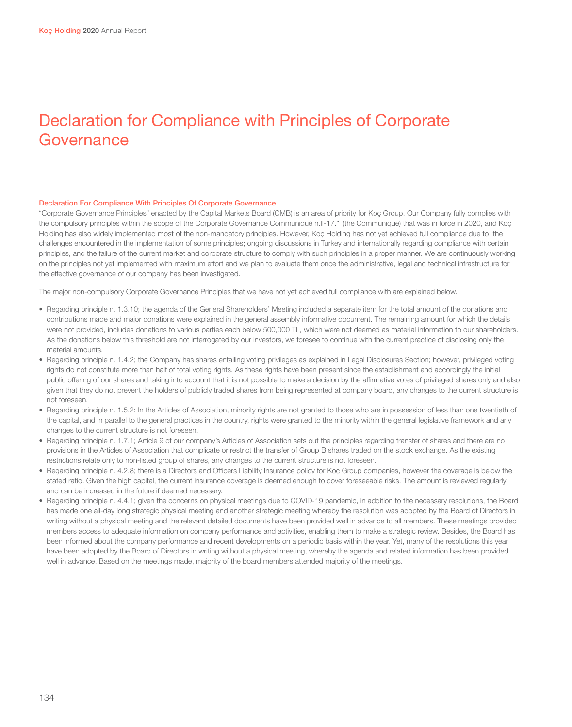# Declaration for Compliance with Principles of Corporate Governance

### Declaration For Compliance With Principles Of Corporate Governance

"Corporate Governance Principles" enacted by the Capital Markets Board (CMB) is an area of priority for Koç Group. Our Company fully complies with the compulsory principles within the scope of the Corporate Governance Communiqué n.II-17.1 (the Communiqué) that was in force in 2020, and Koç Holding has also widely implemented most of the non-mandatory principles. However, Koç Holding has not yet achieved full compliance due to: the challenges encountered in the implementation of some principles; ongoing discussions in Turkey and internationally regarding compliance with certain principles, and the failure of the current market and corporate structure to comply with such principles in a proper manner. We are continuously working on the principles not yet implemented with maximum effort and we plan to evaluate them once the administrative, legal and technical infrastructure for the effective governance of our company has been investigated.

The major non-compulsory Corporate Governance Principles that we have not yet achieved full compliance with are explained below.

- Regarding principle n. 1.3.10; the agenda of the General Shareholders' Meeting included a separate item for the total amount of the donations and contributions made and major donations were explained in the general assembly informative document. The remaining amount for which the details were not provided, includes donations to various parties each below 500,000 TL, which were not deemed as material information to our shareholders. As the donations below this threshold are not interrogated by our investors, we foresee to continue with the current practice of disclosing only the material amounts.
- Regarding principle n. 1.4.2; the Company has shares entailing voting privileges as explained in Legal Disclosures Section; however, privileged voting rights do not constitute more than half of total voting rights. As these rights have been present since the establishment and accordingly the initial public offering of our shares and taking into account that it is not possible to make a decision by the affirmative votes of privileged shares only and also given that they do not prevent the holders of publicly traded shares from being represented at company board, any changes to the current structure is not foreseen.
- Regarding principle n. 1.5.2: In the Articles of Association, minority rights are not granted to those who are in possession of less than one twentieth of the capital, and in parallel to the general practices in the country, rights were granted to the minority within the general legislative framework and any changes to the current structure is not foreseen.
- Regarding principle n. 1.7.1; Article 9 of our company's Articles of Association sets out the principles regarding transfer of shares and there are no provisions in the Articles of Association that complicate or restrict the transfer of Group B shares traded on the stock exchange. As the existing restrictions relate only to non-listed group of shares, any changes to the current structure is not foreseen.
- Regarding principle n. 4.2.8; there is a Directors and Officers Liability Insurance policy for Koç Group companies, however the coverage is below the stated ratio. Given the high capital, the current insurance coverage is deemed enough to cover foreseeable risks. The amount is reviewed regularly and can be increased in the future if deemed necessary.
- Regarding principle n. 4.4.1; given the concerns on physical meetings due to COVID-19 pandemic, in addition to the necessary resolutions, the Board has made one all-day long strategic physical meeting and another strategic meeting whereby the resolution was adopted by the Board of Directors in writing without a physical meeting and the relevant detailed documents have been provided well in advance to all members. These meetings provided members access to adequate information on company performance and activities, enabling them to make a strategic review. Besides, the Board has been informed about the company performance and recent developments on a periodic basis within the year. Yet, many of the resolutions this year have been adopted by the Board of Directors in writing without a physical meeting, whereby the agenda and related information has been provided well in advance. Based on the meetings made, majority of the board members attended majority of the meetings.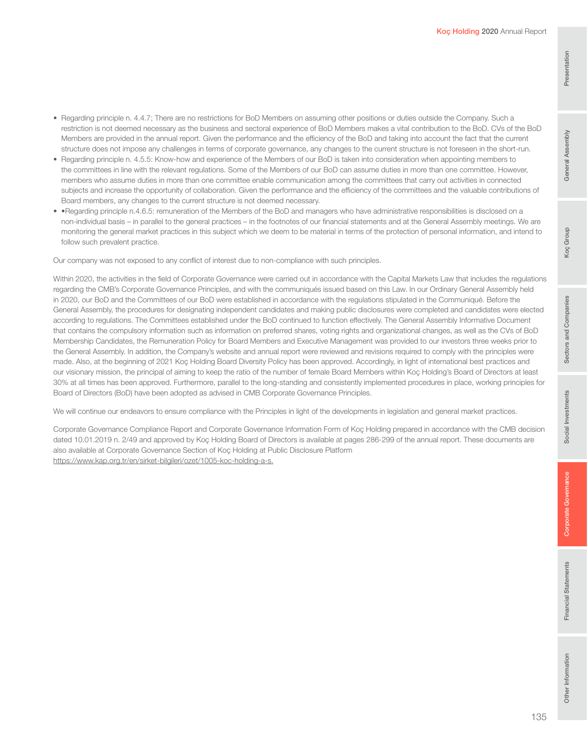- Regarding principle n. 4.4.7; There are no restrictions for BoD Members on assuming other positions or duties outside the Company. Such a restriction is not deemed necessary as the business and sectoral experience of BoD Members makes a vital contribution to the BoD. CVs of the BoD Members are provided in the annual report. Given the performance and the efficiency of the BoD and taking into account the fact that the current structure does not impose any challenges in terms of corporate governance, any changes to the current structure is not foreseen in the short-run.
- Regarding principle n. 4.5.5: Know-how and experience of the Members of our BoD is taken into consideration when appointing members to the committees in line with the relevant regulations. Some of the Members of our BoD can assume duties in more than one committee. However, members who assume duties in more than one committee enable communication among the committees that carry out activities in connected subjects and increase the opportunity of collaboration. Given the performance and the efficiency of the committees and the valuable contributions of Board members, any changes to the current structure is not deemed necessary.
- •Regarding principle n.4.6.5: remuneration of the Members of the BoD and managers who have administrative responsibilities is disclosed on a non-individual basis – in parallel to the general practices – in the footnotes of our financial statements and at the General Assembly meetings. We are monitoring the general market practices in this subject which we deem to be material in terms of the protection of personal information, and intend to follow such prevalent practice.

Our company was not exposed to any conflict of interest due to non-compliance with such principles.

Within 2020, the activities in the field of Corporate Governance were carried out in accordance with the Capital Markets Law that includes the regulations regarding the CMB's Corporate Governance Principles, and with the communiqués issued based on this Law. In our Ordinary General Assembly held in 2020, our BoD and the Committees of our BoD were established in accordance with the regulations stipulated in the Communiqué. Before the General Assembly, the procedures for designating independent candidates and making public disclosures were completed and candidates were elected according to regulations. The Committees established under the BoD continued to function effectively. The General Assembly Informative Document that contains the compulsory information such as information on preferred shares, voting rights and organizational changes, as well as the CVs of BoD Membership Candidates, the Remuneration Policy for Board Members and Executive Management was provided to our investors three weeks prior to the General Assembly. In addition, the Company's website and annual report were reviewed and revisions required to comply with the principles were made. Also, at the beginning of 2021 Koç Holding Board Diversity Policy has been approved. Accordingly, in light of international best practices and our visionary mission, the principal of aiming to keep the ratio of the number of female Board Members within Koç Holding's Board of Directors at least 30% at all times has been approved. Furthermore, parallel to the long-standing and consistently implemented procedures in place, working principles for Board of Directors (BoD) have been adopted as advised in CMB Corporate Governance Principles.

We will continue our endeavors to ensure compliance with the Principles in light of the developments in legislation and general market practices.

Corporate Governance Compliance Report and Corporate Governance Information Form of Koç Holding prepared in accordance with the CMB decision dated 10.01.2019 n. 2/49 and approved by Koç Holding Board of Directors is available at pages 286-299 of the annual report. These documents are also available at Corporate Governance Section of Koç Holding at Public Disclosure Platform https://www.kap.org.tr/en/sirket-bilgileri/ozet/1005-koc-holding-a-s.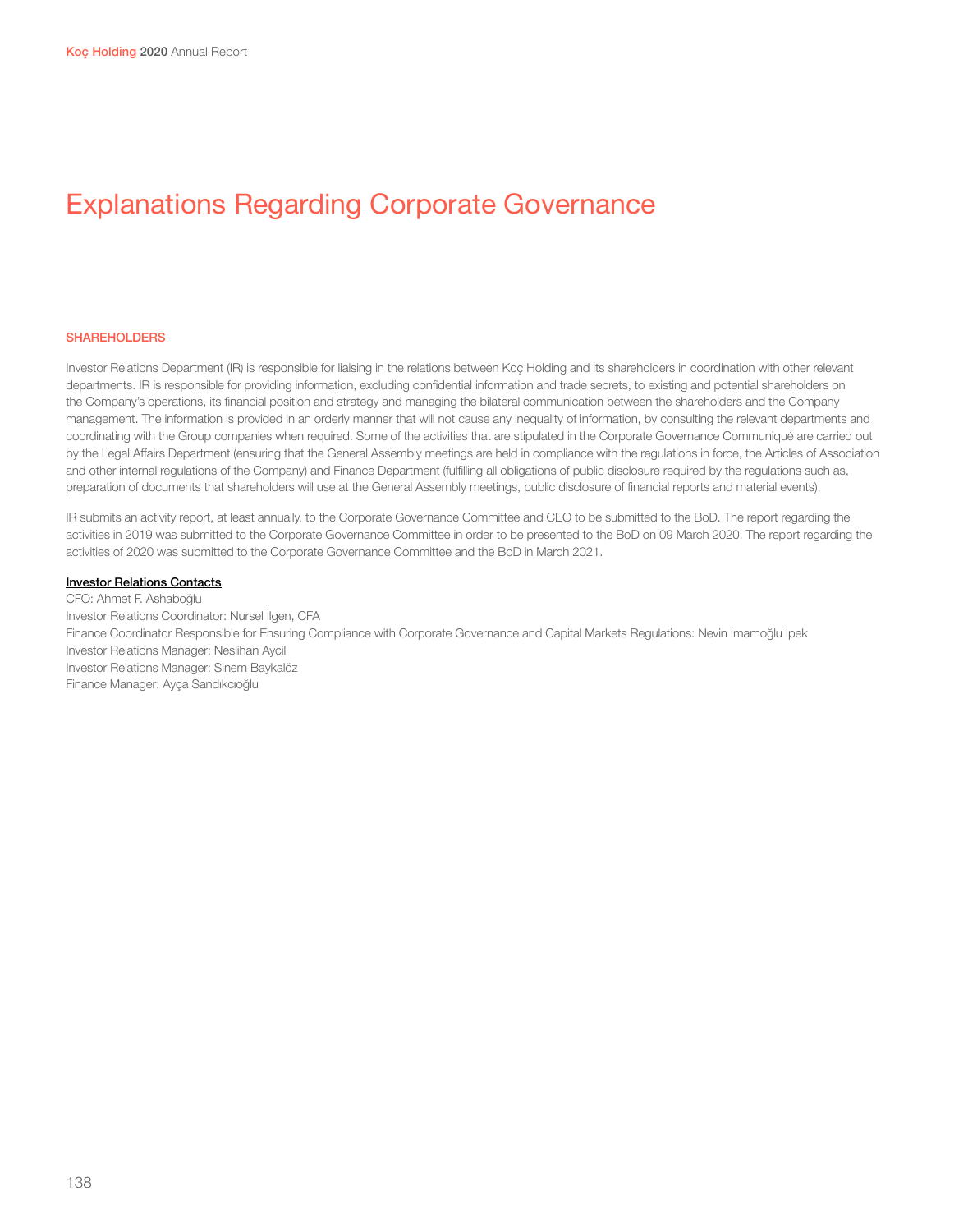# Explanations Regarding Corporate Governance

## SHAREHOLDERS

Investor Relations Department (IR) is responsible for liaising in the relations between Koç Holding and its shareholders in coordination with other relevant departments. IR is responsible for providing information, excluding confidential information and trade secrets, to existing and potential shareholders on the Company's operations, its financial position and strategy and managing the bilateral communication between the shareholders and the Company management. The information is provided in an orderly manner that will not cause any inequality of information, by consulting the relevant departments and coordinating with the Group companies when required. Some of the activities that are stipulated in the Corporate Governance Communiqué are carried out by the Legal Affairs Department (ensuring that the General Assembly meetings are held in compliance with the regulations in force, the Articles of Association and other internal regulations of the Company) and Finance Department (fulfilling all obligations of public disclosure required by the regulations such as, preparation of documents that shareholders will use at the General Assembly meetings, public disclosure of financial reports and material events).

IR submits an activity report, at least annually, to the Corporate Governance Committee and CEO to be submitted to the BoD. The report regarding the activities in 2019 was submitted to the Corporate Governance Committee in order to be presented to the BoD on 09 March 2020. The report regarding the activities of 2020 was submitted to the Corporate Governance Committee and the BoD in March 2021.

**Investor Relations Contacts**

CFO: Ahmet F. Ashaboğlu
Investor Relations Coordinator: Nursel İlgen, CFA
Finance Coordinator Responsible for Ensuring Compliance with Corporate Governance and Capital Markets Regulations: Nevin İmamoğlu İpek
Investor Relations Manager: Neslihan Aycil
Investor Relations Manager: Sinem Baykalöz
Finance Manager: Ayça Sandıkcıoğlu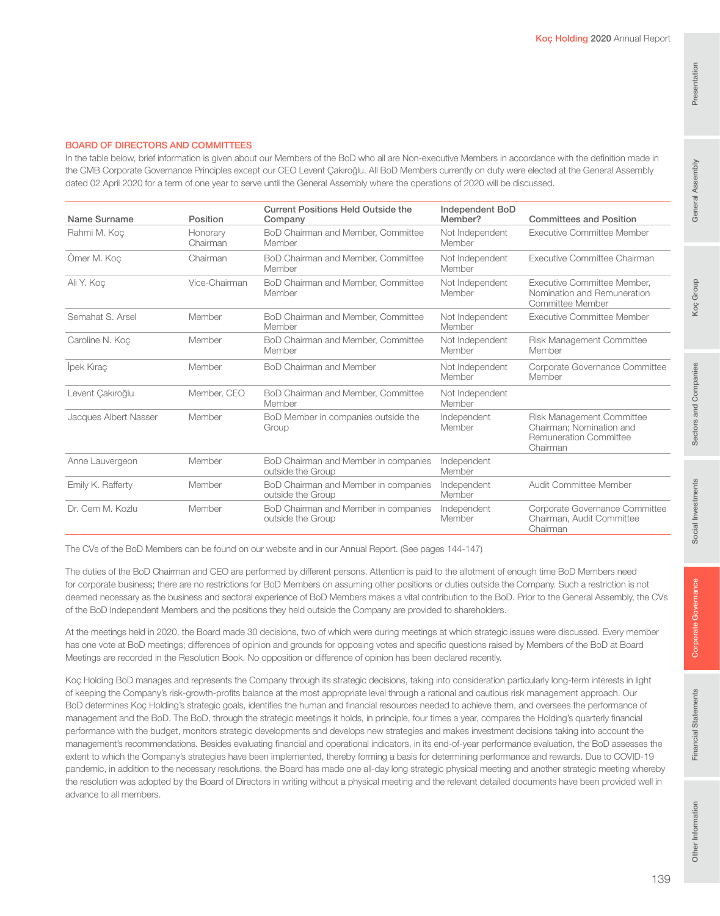## BOARD OF DIRECTORS AND COMMITTEES

In the table below, brief information is given about our Members of the BoD who all are Non-executive Members in accordance with the definition made in the CMB Corporate Governance Principles except our CEO Levent Çakıroğlu. All BoD Members currently on duty were elected at the General Assembly dated 02 April 2020 for a term of one year to serve until the General Assembly where the operations of 2020 will be discussed.

| Name Surname | Position | Current Positions Held Outside the Company | Independent BoD Member? | Committees and Position |
|---|---|---|---|---|
| Rahmi M. Koç | Honorary Chairman | BoD Chairman and Member, Committee Member | Not Independent Member | Executive Committee Member |
| Ömer M. Koç | Chairman | BoD Chairman and Member, Committee Member | Not Independent Member | Executive Committee Chairman |
| Ali Y. Koç | Vice-Chairman | BoD Chairman and Member, Committee Member | Not Independent Member | Executive Committee Member, Nomination and Remuneration Committee Member |
| Semahat S. Arsel | Member | BoD Chairman and Member, Committee Member | Not Independent Member | Executive Committee Member |
| Caroline N. Koç | Member | BoD Chairman and Member, Committee Member | Not Independent Member | Risk Management Committee Member |
| İpek Kıraç | Member | BoD Chairman and Member | Not Independent Member | Corporate Governance Committee Member |
| Levent Çakıroğlu | Member, CEO | BoD Chairman and Member, Committee Member | Not Independent Member | |
| Jacques Albert Nasser | Member | BoD Member in companies outside the Group | Independent Member | Risk Management Committee Chairman; Nomination and Remuneration Committee Chairman |
| Anne Lauvergeon | Member | BoD Chairman and Member in companies outside the Group | Independent Member | |
| Emily K. Rafferty | Member | BoD Chairman and Member in companies outside the Group | Independent Member | Audit Committee Member |
| Dr. Cem M. Kozlu | Member | BoD Chairman and Member in companies outside the Group | Independent Member | Corporate Governance Committee Chairman, Audit Committee Chairman |

The CVs of the BoD Members can be found on our website and in our Annual Report. (See pages 144-147)

The duties of the BoD Chairman and CEO are performed by different persons. Attention is paid to the allotment of enough time BoD Members need for corporate business; there are no restrictions for BoD Members on assuming other positions or duties outside the Company. Such a restriction is not deemed necessary as the business and sectoral experience of BoD Members makes a vital contribution to the BoD. Prior to the General Assembly, the CVs of the BoD Independent Members and the positions they held outside the Company are provided to shareholders.

At the meetings held in 2020, the Board made 30 decisions, two of which were during meetings at which strategic issues were discussed. Every member has one vote at BoD meetings; differences of opinion and grounds for opposing votes and specific questions raised by Members of the BoD at Board Meetings are recorded in the Resolution Book. No opposition or difference of opinion has been declared recently.

Koç Holding BoD manages and represents the Company through its strategic decisions, taking into consideration particularly long-term interests in light of keeping the Company's risk-growth-profits balance at the most appropriate level through a rational and cautious risk management approach. Our BoD determines Koç Holding's strategic goals, identifies the human and financial resources needed to achieve them, and oversees the performance of management and the BoD. The BoD, through the strategic meetings it holds, in principle, four times a year, compares the Holding's quarterly financial performance with the budget, monitors strategic developments and develops new strategies and makes investment decisions taking into account the management's recommendations. Besides evaluating financial and operational indicators, in its end-of-year performance evaluation, the BoD assesses the extent to which the Company's strategies have been implemented, thereby forming a basis for determining performance and rewards. Due to COVID-19 pandemic, in addition to the necessary resolutions, the Board has made one all-day long strategic physical meeting and another strategic meeting whereby the resolution was adopted by the Board of Directors in writing without a physical meeting and the relevant detailed documents have been provided well in advance to all members.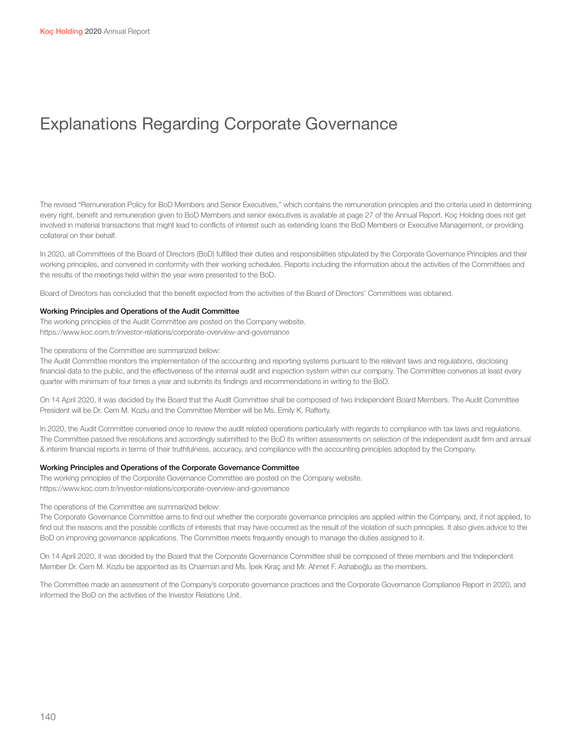# Explanations Regarding Corporate Governance

The revised "Remuneration Policy for BoD Members and Senior Executives," which contains the remuneration principles and the criteria used in determining every right, benefit and remuneration given to BoD Members and senior executives is available at page 27 of the Annual Report. Koç Holding does not get involved in material transactions that might lead to conflicts of interest such as extending loans the BoD Members or Executive Management, or providing collateral on their behalf.

In 2020, all Committees of the Board of Directors (BoD) fulfilled their duties and responsibilities stipulated by the Corporate Governance Principles and their working principles, and convened in conformity with their working schedules. Reports including the information about the activities of the Committees and the results of the meetings held within the year were presented to the BoD.

Board of Directors has concluded that the benefit expected from the activities of the Board of Directors' Committees was obtained.

**Working Principles and Operations of the Audit Committee**
The working principles of the Audit Committee are posted on the Company website.
https://www.koc.com.tr/investor-relations/corporate-overview-and-governance

The operations of the Committee are summarized below:
The Audit Committee monitors the implementation of the accounting and reporting systems pursuant to the relevant laws and regulations, disclosing financial data to the public, and the effectiveness of the internal audit and inspection system within our company. The Committee convenes at least every quarter with minimum of four times a year and submits its findings and recommendations in writing to the BoD.

On 14 April 2020, it was decided by the Board that the Audit Committee shall be composed of two Independent Board Members. The Audit Committee President will be Dr. Cem M. Kozlu and the Committee Member will be Ms. Emily K. Rafferty.

In 2020, the Audit Committee convened once to review the audit related operations particularly with regards to compliance with tax laws and regulations. The Committee passed five resolutions and accordingly submitted to the BoD its written assessments on selection of the independent audit firm and annual & interim financial reports in terms of their truthfulness, accuracy, and compliance with the accounting principles adopted by the Company.

**Working Principles and Operations of the Corporate Governance Committee**
The working principles of the Corporate Governance Committee are posted on the Company website.
https://www.koc.com.tr/investor-relations/corporate-overview-and-governance

The operations of the Committee are summarized below:
The Corporate Governance Committee aims to find out whether the corporate governance principles are applied within the Company, and, if not applied, to find out the reasons and the possible conflicts of interests that may have occurred as the result of the violation of such principles. It also gives advice to the BoD on improving governance applications. The Committee meets frequently enough to manage the duties assigned to it.

On 14 April 2020, it was decided by the Board that the Corporate Governance Committee shall be composed of three members and the Independent Member Dr. Cem M. Kozlu be appointed as its Chairman and Ms. İpek Kıraç and Mr. Ahmet F. Ashaboğlu as the members.

The Committee made an assessment of the Company's corporate governance practices and the Corporate Governance Compliance Report in 2020, and informed the BoD on the activities of the Investor Relations Unit.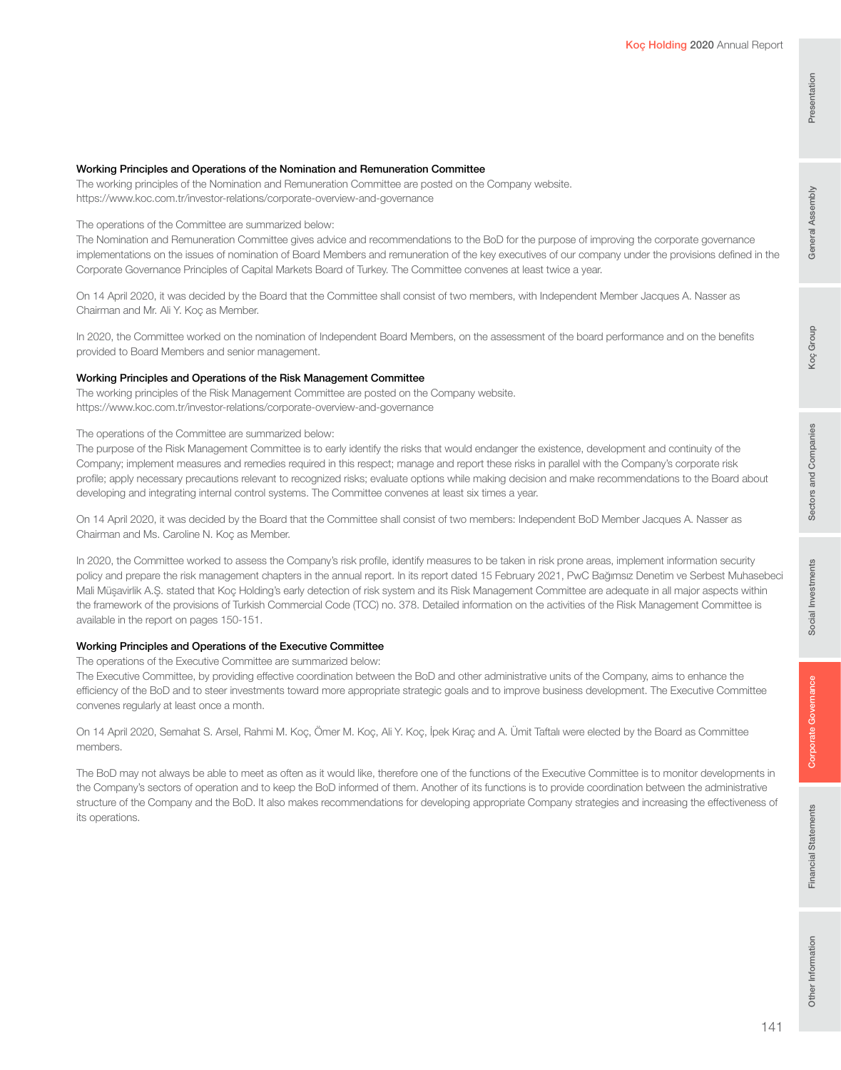### Working Principles and Operations of the Nomination and Remuneration Committee

The working principles of the Nomination and Remuneration Committee are posted on the Company website.
https://www.koc.com.tr/investor-relations/corporate-overview-and-governance

The operations of the Committee are summarized below:
The Nomination and Remuneration Committee gives advice and recommendations to the BoD for the purpose of improving the corporate governance implementations on the issues of nomination of Board Members and remuneration of the key executives of our company under the provisions defined in the Corporate Governance Principles of Capital Markets Board of Turkey. The Committee convenes at least twice a year.

On 14 April 2020, it was decided by the Board that the Committee shall consist of two members, with Independent Member Jacques A. Nasser as Chairman and Mr. Ali Y. Koç as Member.

In 2020, the Committee worked on the nomination of Independent Board Members, on the assessment of the board performance and on the benefits provided to Board Members and senior management.

### Working Principles and Operations of the Risk Management Committee

The working principles of the Risk Management Committee are posted on the Company website.
https://www.koc.com.tr/investor-relations/corporate-overview-and-governance

The operations of the Committee are summarized below:
The purpose of the Risk Management Committee is to early identify the risks that would endanger the existence, development and continuity of the Company; implement measures and remedies required in this respect; manage and report these risks in parallel with the Company's corporate risk profile; apply necessary precautions relevant to recognized risks; evaluate options while making decision and make recommendations to the Board about developing and integrating internal control systems. The Committee convenes at least six times a year.

On 14 April 2020, it was decided by the Board that the Committee shall consist of two members: Independent BoD Member Jacques A. Nasser as Chairman and Ms. Caroline N. Koç as Member.

In 2020, the Committee worked to assess the Company's risk profile, identify measures to be taken in risk prone areas, implement information security policy and prepare the risk management chapters in the annual report. In its report dated 15 February 2021, PwC Bağımsız Denetim ve Serbest Muhasebeci Mali Müşavirlik A.Ş. stated that Koç Holding's early detection of risk system and its Risk Management Committee are adequate in all major aspects within the framework of the provisions of Turkish Commercial Code (TCC) no. 378. Detailed information on the activities of the Risk Management Committee is available in the report on pages 150-151.

### Working Principles and Operations of the Executive Committee

The operations of the Executive Committee are summarized below:
The Executive Committee, by providing effective coordination between the BoD and other administrative units of the Company, aims to enhance the efficiency of the BoD and to steer investments toward more appropriate strategic goals and to improve business development. The Executive Committee convenes regularly at least once a month.

On 14 April 2020, Semahat S. Arsel, Rahmi M. Koç, Ömer M. Koç, Ali Y. Koç, İpek Kıraç and A. Ümit Taftalı were elected by the Board as Committee members.

The BoD may not always be able to meet as often as it would like, therefore one of the functions of the Executive Committee is to monitor developments in the Company's sectors of operation and to keep the BoD informed of them. Another of its functions is to provide coordination between the administrative structure of the Company and the BoD. It also makes recommendations for developing appropriate Company strategies and increasing the effectiveness of its operations.